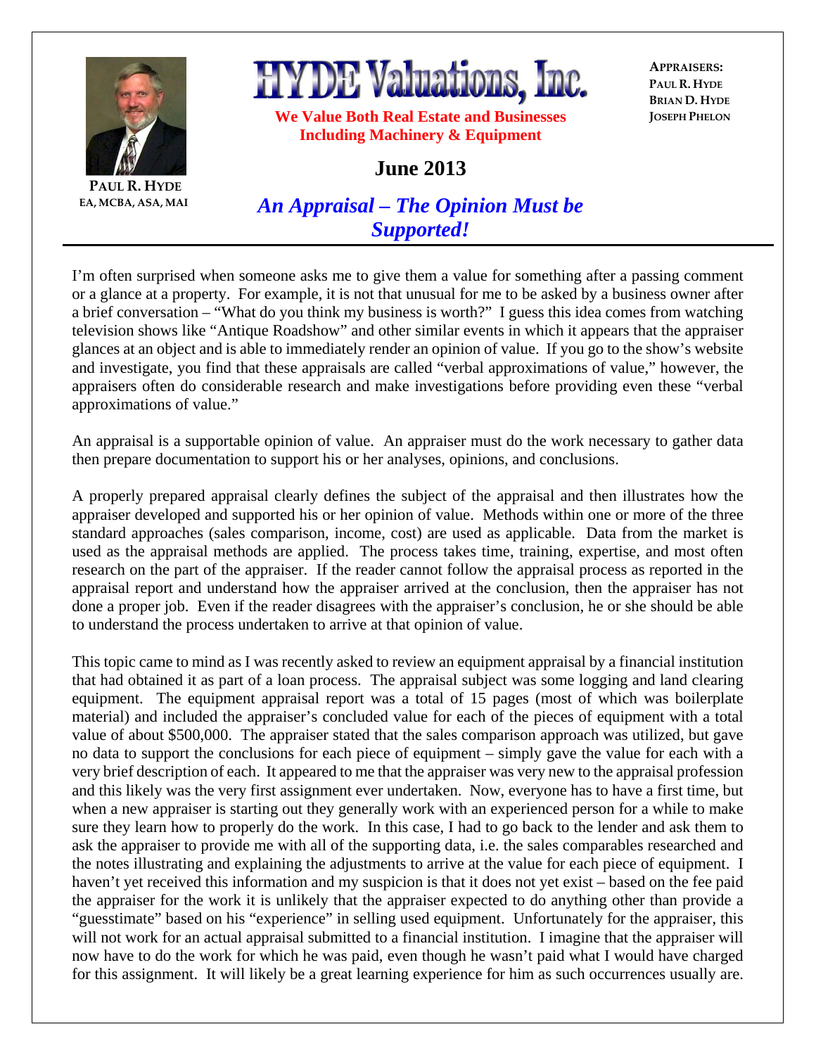# HYDE Valuations, Inc.

**We Value Both Real Estate and Businesses**
**Including Machinery & Equipment**

PAUL R. HYDE
EA, MCBA, ASA, MAI

**APPRAISERS:**
**PAUL R. HYDE**
**BRIAN D. HYDE**
**JOSEPH PHELON**

## June 2013

## *An Appraisal – The Opinion Must be Supported!*

I'm often surprised when someone asks me to give them a value for something after a passing comment or a glance at a property. For example, it is not that unusual for me to be asked by a business owner after a brief conversation – "What do you think my business is worth?" I guess this idea comes from watching television shows like "Antique Roadshow" and other similar events in which it appears that the appraiser glances at an object and is able to immediately render an opinion of value. If you go to the show's website and investigate, you find that these appraisals are called "verbal approximations of value," however, the appraisers often do considerable research and make investigations before providing even these "verbal approximations of value."

An appraisal is a supportable opinion of value. An appraiser must do the work necessary to gather data then prepare documentation to support his or her analyses, opinions, and conclusions.

A properly prepared appraisal clearly defines the subject of the appraisal and then illustrates how the appraiser developed and supported his or her opinion of value. Methods within one or more of the three standard approaches (sales comparison, income, cost) are used as applicable. Data from the market is used as the appraisal methods are applied. The process takes time, training, expertise, and most often research on the part of the appraiser. If the reader cannot follow the appraisal process as reported in the appraisal report and understand how the appraiser arrived at the conclusion, then the appraiser has not done a proper job. Even if the reader disagrees with the appraiser's conclusion, he or she should be able to understand the process undertaken to arrive at that opinion of value.

This topic came to mind as I was recently asked to review an equipment appraisal by a financial institution that had obtained it as part of a loan process. The appraisal subject was some logging and land clearing equipment. The equipment appraisal report was a total of 15 pages (most of which was boilerplate material) and included the appraiser's concluded value for each of the pieces of equipment with a total value of about $500,000. The appraiser stated that the sales comparison approach was utilized, but gave no data to support the conclusions for each piece of equipment – simply gave the value for each with a very brief description of each. It appeared to me that the appraiser was very new to the appraisal profession and this likely was the very first assignment ever undertaken. Now, everyone has to have a first time, but when a new appraiser is starting out they generally work with an experienced person for a while to make sure they learn how to properly do the work. In this case, I had to go back to the lender and ask them to ask the appraiser to provide me with all of the supporting data, i.e. the sales comparables researched and the notes illustrating and explaining the adjustments to arrive at the value for each piece of equipment. I haven't yet received this information and my suspicion is that it does not yet exist – based on the fee paid the appraiser for the work it is unlikely that the appraiser expected to do anything other than provide a "guesstimate" based on his "experience" in selling used equipment. Unfortunately for the appraiser, this will not work for an actual appraisal submitted to a financial institution. I imagine that the appraiser will now have to do the work for which he was paid, even though he wasn't paid what I would have charged for this assignment. It will likely be a great learning experience for him as such occurrences usually are.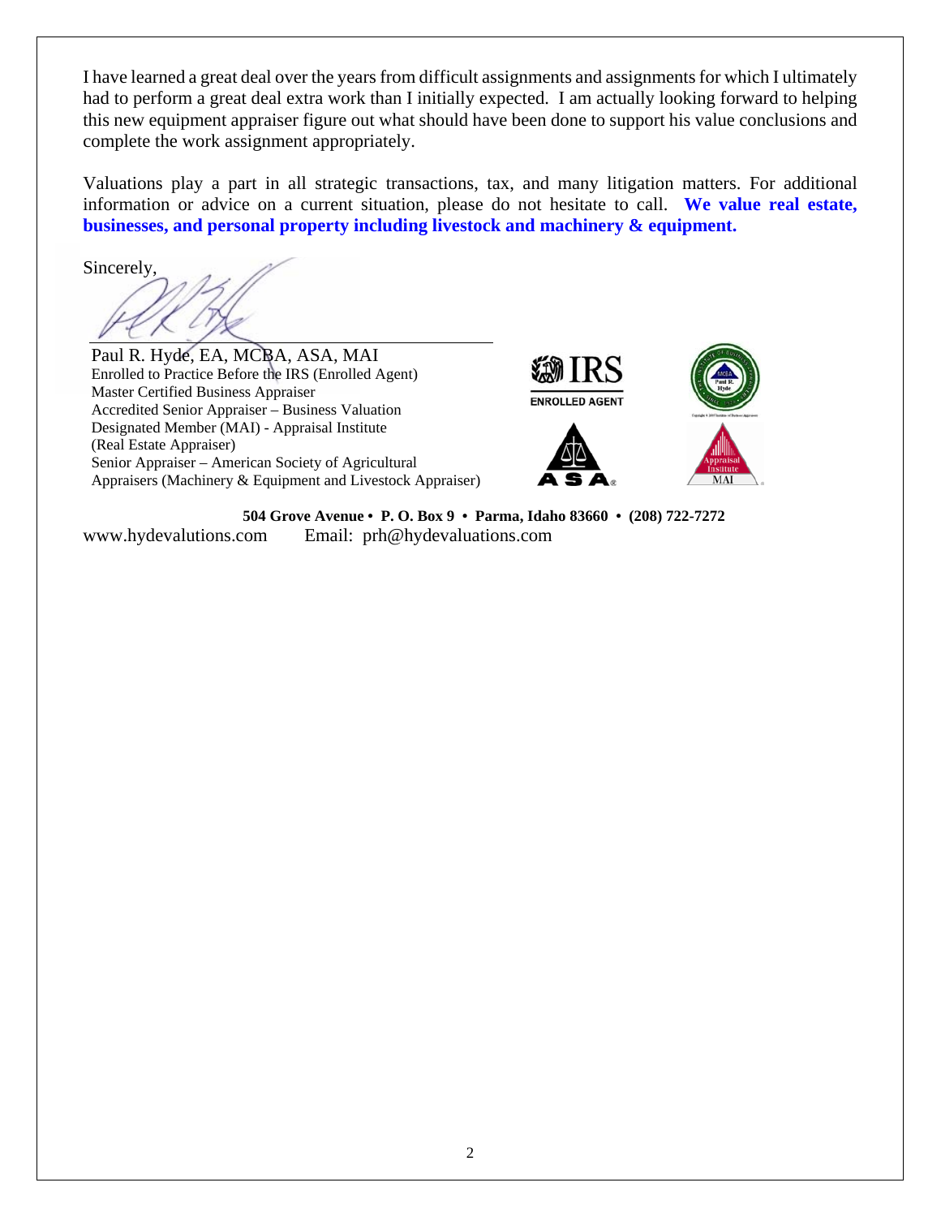I have learned a great deal over the years from difficult assignments and assignments for which I ultimately had to perform a great deal extra work than I initially expected. I am actually looking forward to helping this new equipment appraiser figure out what should have been done to support his value conclusions and complete the work assignment appropriately.

Valuations play a part in all strategic transactions, tax, and many litigation matters. For additional information or advice on a current situation, please do not hesitate to call. **We value real estate, businesses, and personal property including livestock and machinery & equipment.**

Sincerely,

Paul R. Hyde, EA, MCBA, ASA, MAI
Enrolled to Practice Before the IRS (Enrolled Agent)
Master Certified Business Appraiser
Accredited Senior Appraiser – Business Valuation
Designated Member (MAI) - Appraisal Institute
(Real Estate Appraiser)
Senior Appraiser – American Society of Agricultural Appraisers (Machinery & Equipment and Livestock Appraiser)

IRS ENROLLED AGENT

ASA

Appraisal Institute MAI

**504 Grove Avenue • P. O. Box 9 • Parma, Idaho 83660 • (208) 722-7272**
www.hydevalutions.com Email: prh@hydevaluations.com